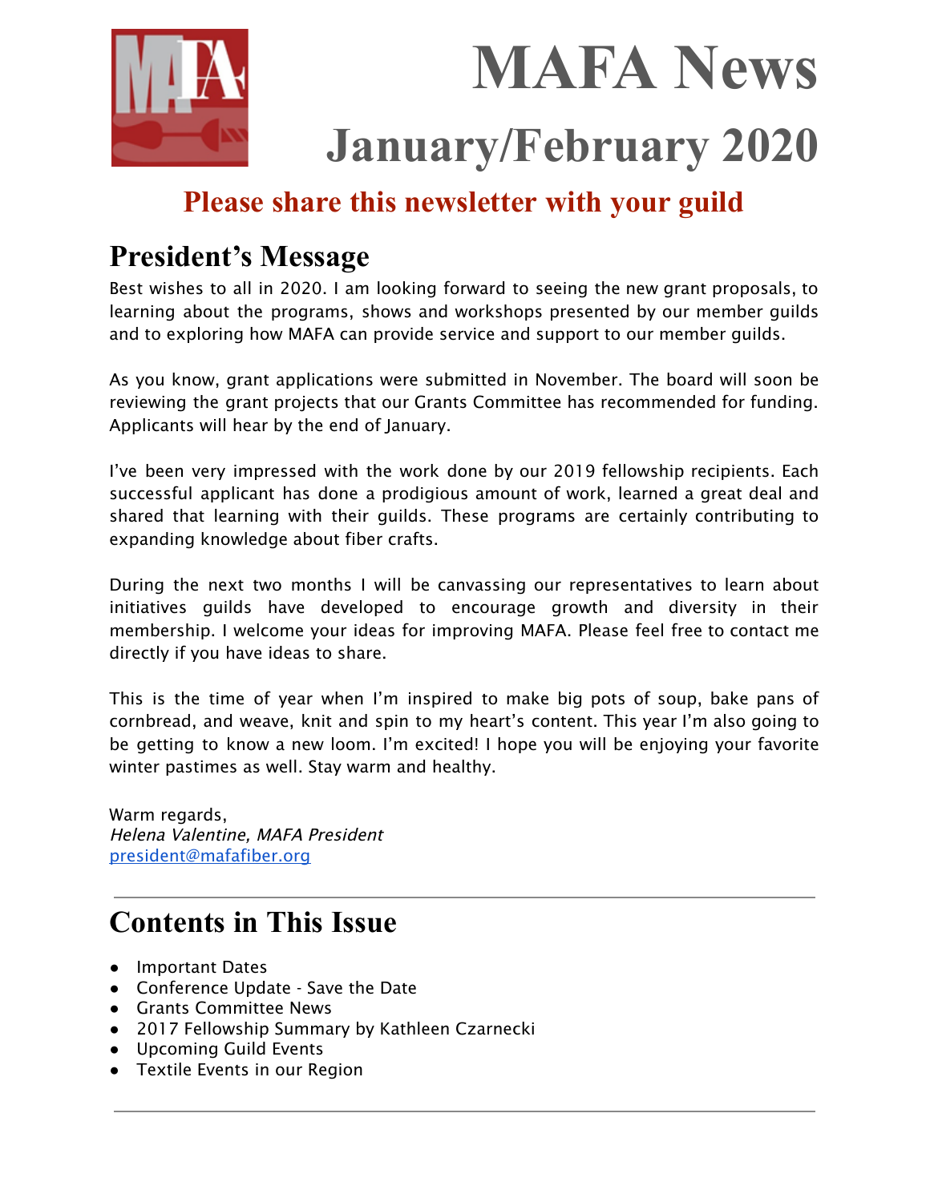# MAFA News

# January/February 2020

**Please share this newsletter with your guild**

## President's Message

Best wishes to all in 2020. I am looking forward to seeing the new grant proposals, to learning about the programs, shows and workshops presented by our member guilds and to exploring how MAFA can provide service and support to our member guilds.

As you know, grant applications were submitted in November. The board will soon be reviewing the grant projects that our Grants Committee has recommended for funding. Applicants will hear by the end of January.

I've been very impressed with the work done by our 2019 fellowship recipients. Each successful applicant has done a prodigious amount of work, learned a great deal and shared that learning with their guilds. These programs are certainly contributing to expanding knowledge about fiber crafts.

During the next two months I will be canvassing our representatives to learn about initiatives guilds have developed to encourage growth and diversity in their membership. I welcome your ideas for improving MAFA. Please feel free to contact me directly if you have ideas to share.

This is the time of year when I'm inspired to make big pots of soup, bake pans of cornbread, and weave, knit and spin to my heart's content. This year I'm also going to be getting to know a new loom. I'm excited! I hope you will be enjoying your favorite winter pastimes as well. Stay warm and healthy.

Warm regards,
*Helena Valentine, MAFA President*
[president@mafafiber.org](mailto:president@mafafiber.org)

---

## Contents in This Issue

- Important Dates
- Conference Update - Save the Date
- Grants Committee News
- 2017 Fellowship Summary by Kathleen Czarnecki
- Upcoming Guild Events
- Textile Events in our Region

---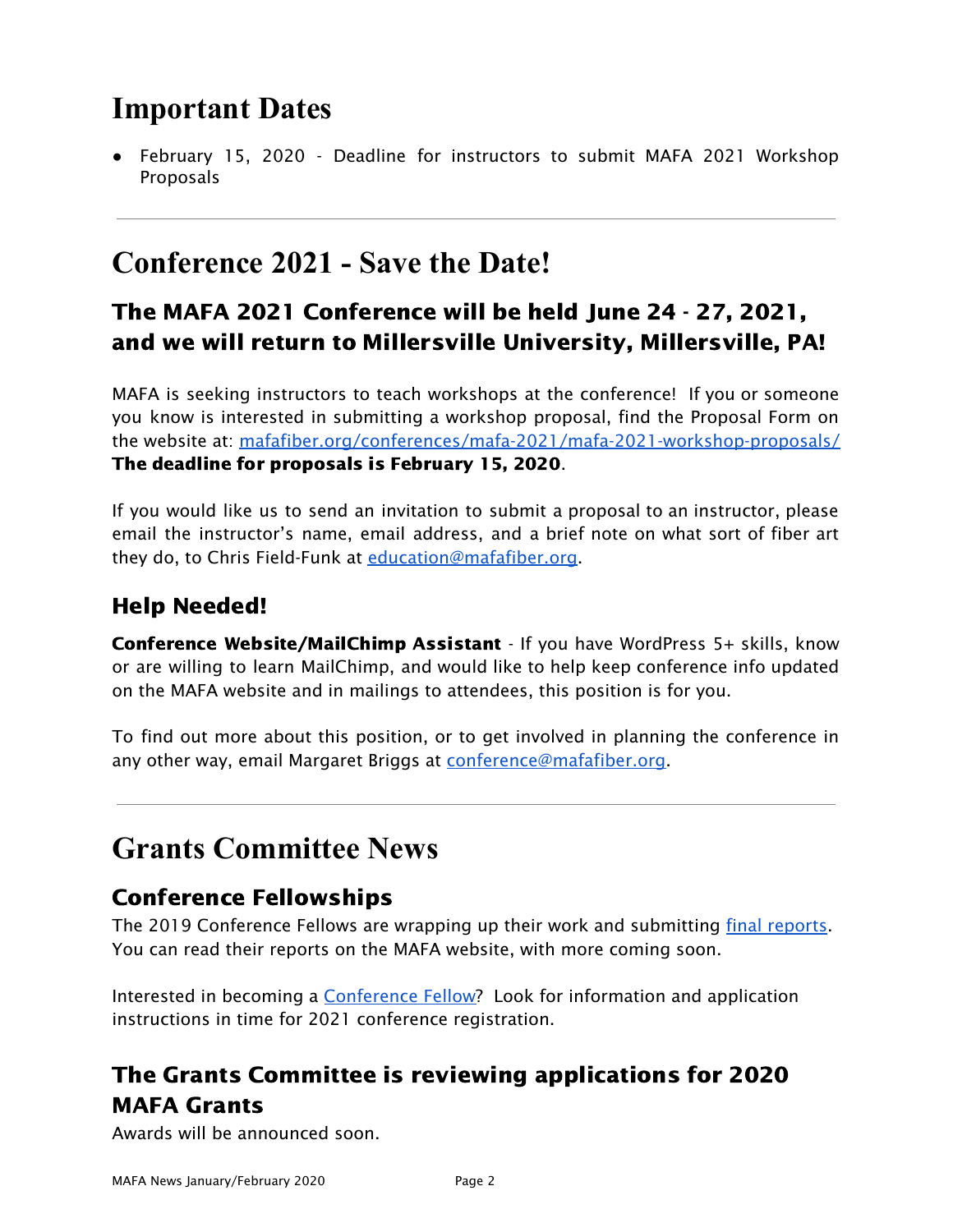# Important Dates

- February 15, 2020 - Deadline for instructors to submit MAFA 2021 Workshop Proposals

---

# Conference 2021 - Save the Date!

## The MAFA 2021 Conference will be held June 24 - 27, 2021, and we will return to Millersville University, Millersville, PA!

MAFA is seeking instructors to teach workshops at the conference! If you or someone you know is interested in submitting a workshop proposal, find the Proposal Form on the website at: mafafiber.org/conferences/mafa-2021/mafa-2021-workshop-proposals/ **The deadline for proposals is February 15, 2020**.

If you would like us to send an invitation to submit a proposal to an instructor, please email the instructor's name, email address, and a brief note on what sort of fiber art they do, to Chris Field-Funk at education@mafafiber.org.

## Help Needed!

**Conference Website/MailChimp Assistant** - If you have WordPress 5+ skills, know or are willing to learn MailChimp, and would like to help keep conference info updated on the MAFA website and in mailings to attendees, this position is for you.

To find out more about this position, or to get involved in planning the conference in any other way, email Margaret Briggs at conference@mafafiber.org.

---

# Grants Committee News

## Conference Fellowships

The 2019 Conference Fellows are wrapping up their work and submitting final reports. You can read their reports on the MAFA website, with more coming soon.

Interested in becoming a Conference Fellow? Look for information and application instructions in time for 2021 conference registration.

## The Grants Committee is reviewing applications for 2020 MAFA Grants

Awards will be announced soon.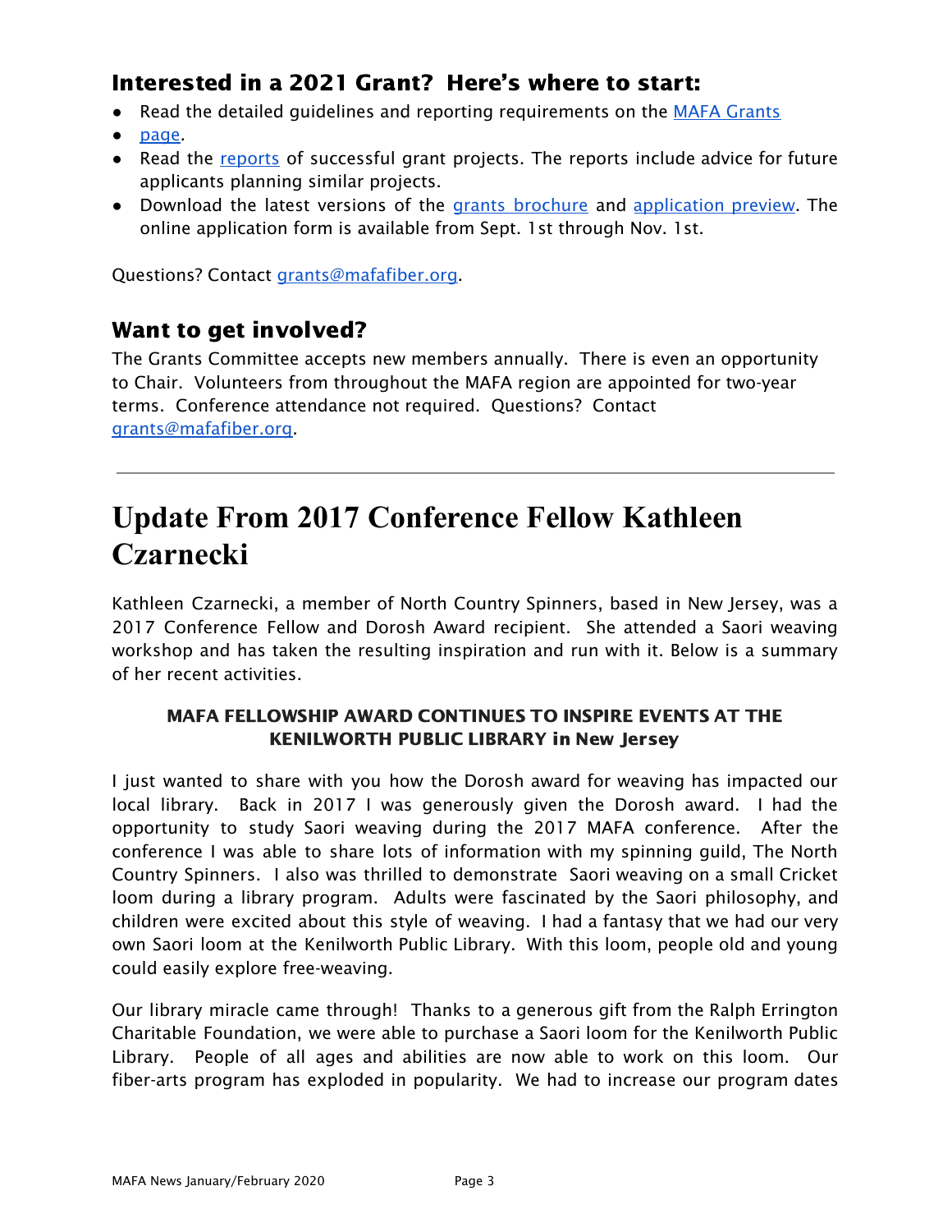### Interested in a 2021 Grant? Here's where to start:

- Read the detailed guidelines and reporting requirements on the MAFA Grants
- page.
- Read the reports of successful grant projects. The reports include advice for future applicants planning similar projects.
- Download the latest versions of the grants brochure and application preview. The online application form is available from Sept. 1st through Nov. 1st.

Questions? Contact grants@mafafiber.org.

### Want to get involved?

The Grants Committee accepts new members annually. There is even an opportunity to Chair. Volunteers from throughout the MAFA region are appointed for two-year terms. Conference attendance not required. Questions? Contact grants@mafafiber.org.

---

# Update From 2017 Conference Fellow Kathleen Czarnecki

Kathleen Czarnecki, a member of North Country Spinners, based in New Jersey, was a 2017 Conference Fellow and Dorosh Award recipient. She attended a Saori weaving workshop and has taken the resulting inspiration and run with it. Below is a summary of her recent activities.

**MAFA FELLOWSHIP AWARD CONTINUES TO INSPIRE EVENTS AT THE KENILWORTH PUBLIC LIBRARY in New Jersey**

I just wanted to share with you how the Dorosh award for weaving has impacted our local library. Back in 2017 I was generously given the Dorosh award. I had the opportunity to study Saori weaving during the 2017 MAFA conference. After the conference I was able to share lots of information with my spinning guild, The North Country Spinners. I also was thrilled to demonstrate Saori weaving on a small Cricket loom during a library program. Adults were fascinated by the Saori philosophy, and children were excited about this style of weaving. I had a fantasy that we had our very own Saori loom at the Kenilworth Public Library. With this loom, people old and young could easily explore free-weaving.

Our library miracle came through! Thanks to a generous gift from the Ralph Errington Charitable Foundation, we were able to purchase a Saori loom for the Kenilworth Public Library. People of all ages and abilities are now able to work on this loom. Our fiber-arts program has exploded in popularity. We had to increase our program dates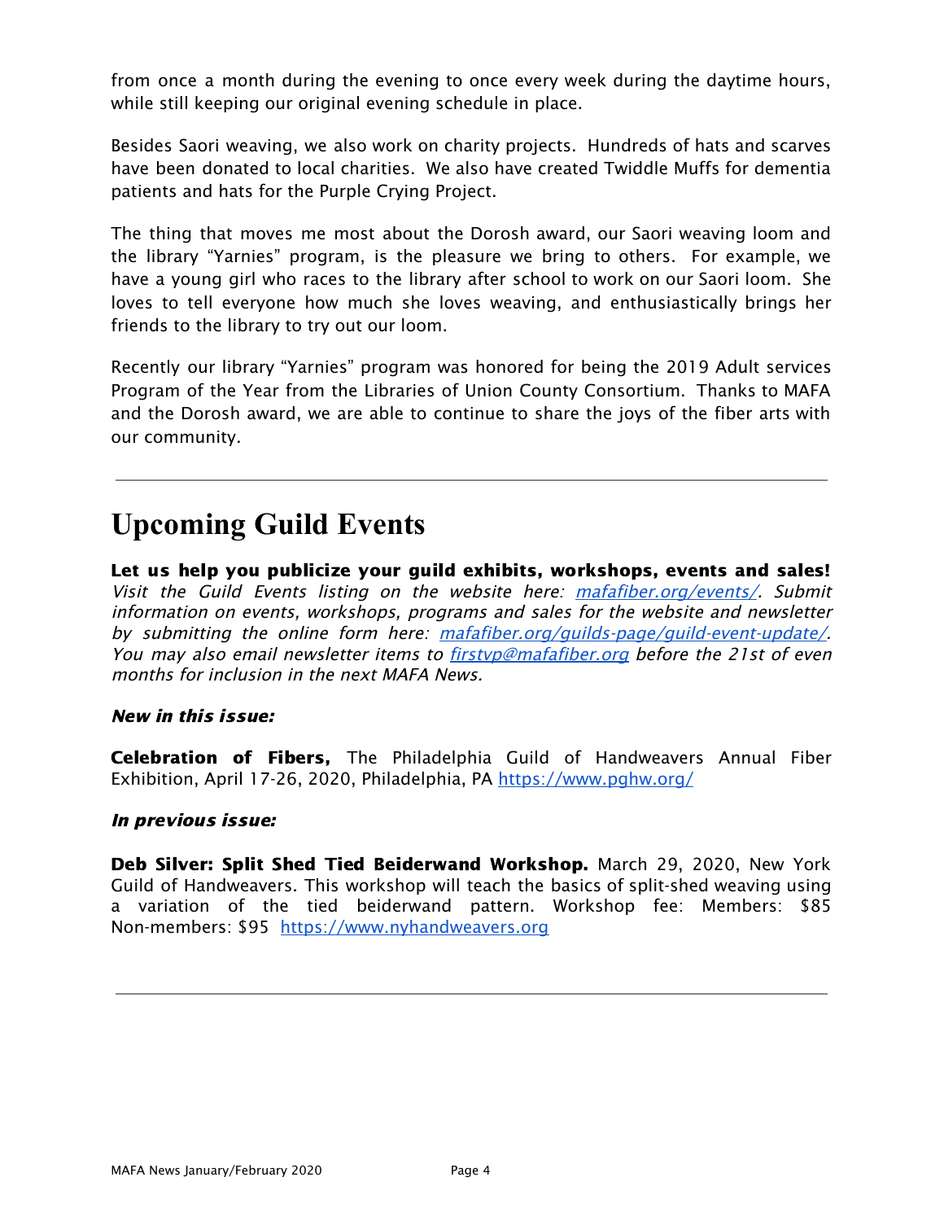from once a month during the evening to once every week during the daytime hours, while still keeping our original evening schedule in place.

Besides Saori weaving, we also work on charity projects. Hundreds of hats and scarves have been donated to local charities. We also have created Twiddle Muffs for dementia patients and hats for the Purple Crying Project.

The thing that moves me most about the Dorosh award, our Saori weaving loom and the library "Yarnies" program, is the pleasure we bring to others. For example, we have a young girl who races to the library after school to work on our Saori loom. She loves to tell everyone how much she loves weaving, and enthusiastically brings her friends to the library to try out our loom.

Recently our library "Yarnies" program was honored for being the 2019 Adult services Program of the Year from the Libraries of Union County Consortium. Thanks to MAFA and the Dorosh award, we are able to continue to share the joys of the fiber arts with our community.

---

# Upcoming Guild Events

**Let us help you publicize your guild exhibits, workshops, events and sales!** *Visit the Guild Events listing on the website here: [mafafiber.org/events/](mafafiber.org/events/). Submit information on events, workshops, programs and sales for the website and newsletter by submitting the online form here: [mafafiber.org/guilds-page/guild-event-update/](mafafiber.org/guilds-page/guild-event-update/). You may also email newsletter items to [firstvp@mafafiber.org](mailto:firstvp@mafafiber.org) before the 21st of even months for inclusion in the next MAFA News.*

***New in this issue:***

**Celebration of Fibers,** The Philadelphia Guild of Handweavers Annual Fiber Exhibition, April 17-26, 2020, Philadelphia, PA [https://www.pghw.org/](https://www.pghw.org/)

***In previous issue:***

**Deb Silver: Split Shed Tied Beiderwand Workshop.** March 29, 2020, New York Guild of Handweavers. This workshop will teach the basics of split-shed weaving using a variation of the tied beiderwand pattern. Workshop fee: Members: $85 Non-members: $95 [https://www.nyhandweavers.org](https://www.nyhandweavers.org)

---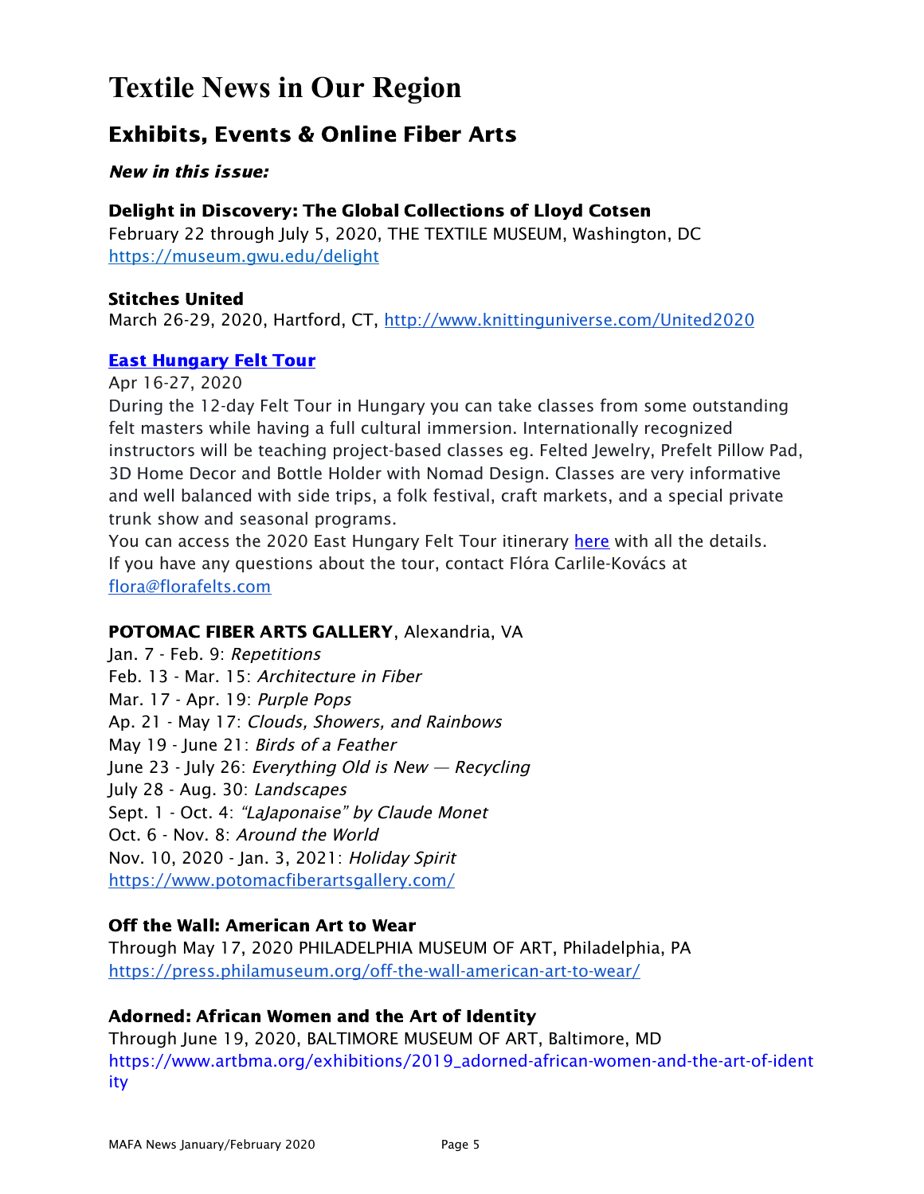# Textile News in Our Region

## Exhibits, Events & Online Fiber Arts

***New in this issue:***

**Delight in Discovery: The Global Collections of Lloyd Cotsen**
February 22 through July 5, 2020, THE TEXTILE MUSEUM, Washington, DC
https://museum.gwu.edu/delight

**Stitches United**
March 26-29, 2020, Hartford, CT, http://www.knittinguniverse.com/United2020

**East Hungary Felt Tour**
Apr 16-27, 2020
During the 12-day Felt Tour in Hungary you can take classes from some outstanding felt masters while having a full cultural immersion. Internationally recognized instructors will be teaching project-based classes eg. Felted Jewelry, Prefelt Pillow Pad, 3D Home Decor and Bottle Holder with Nomad Design. Classes are very informative and well balanced with side trips, a folk festival, craft markets, and a special private trunk show and seasonal programs.
You can access the 2020 East Hungary Felt Tour itinerary here with all the details.
If you have any questions about the tour, contact Flóra Carlile-Kovács at flora@florafelts.com

**POTOMAC FIBER ARTS GALLERY**, Alexandria, VA
Jan. 7 - Feb. 9: *Repetitions*
Feb. 13 - Mar. 15: *Architecture in Fiber*
Mar. 17 - Apr. 19: *Purple Pops*
Ap. 21 - May 17: *Clouds, Showers, and Rainbows*
May 19 - June 21: *Birds of a Feather*
June 23 - July 26: *Everything Old is New — Recycling*
July 28 - Aug. 30: *Landscapes*
Sept. 1 - Oct. 4: *"LaJaponaise" by Claude Monet*
Oct. 6 - Nov. 8: *Around the World*
Nov. 10, 2020 - Jan. 3, 2021: *Holiday Spirit*
https://www.potomacfiberartsgallery.com/

**Off the Wall: American Art to Wear**
Through May 17, 2020 PHILADELPHIA MUSEUM OF ART, Philadelphia, PA
https://press.philamuseum.org/off-the-wall-american-art-to-wear/

**Adorned: African Women and the Art of Identity**
Through June 19, 2020, BALTIMORE MUSEUM OF ART, Baltimore, MD
https://www.artbma.org/exhibitions/2019_adorned-african-women-and-the-art-of-identity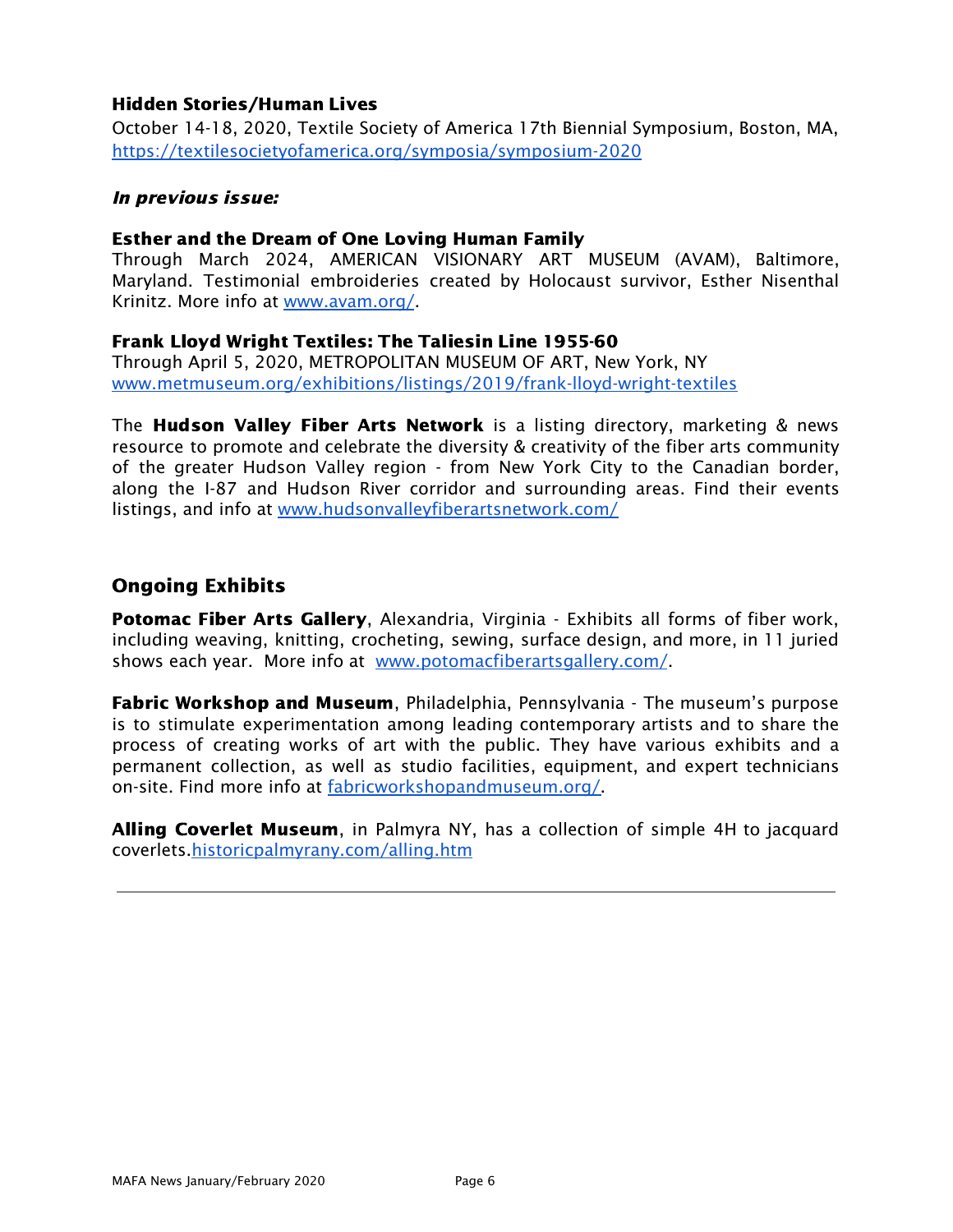**Hidden Stories/Human Lives**
October 14-18, 2020, Textile Society of America 17th Biennial Symposium, Boston, MA, https://textilesocietyofamerica.org/symposia/symposium-2020

***In previous issue:***

**Esther and the Dream of One Loving Human Family**
Through March 2024, AMERICAN VISIONARY ART MUSEUM (AVAM), Baltimore, Maryland. Testimonial embroideries created by Holocaust survivor, Esther Nisenthal Krinitz. More info at www.avam.org/.

**Frank Lloyd Wright Textiles: The Taliesin Line 1955-60**
Through April 5, 2020, METROPOLITAN MUSEUM OF ART, New York, NY
www.metmuseum.org/exhibitions/listings/2019/frank-lloyd-wright-textiles

The **Hudson Valley Fiber Arts Network** is a listing directory, marketing & news resource to promote and celebrate the diversity & creativity of the fiber arts community of the greater Hudson Valley region - from New York City to the Canadian border, along the I-87 and Hudson River corridor and surrounding areas. Find their events listings, and info at www.hudsonvalleyfiberartsnetwork.com/

## Ongoing Exhibits

**Potomac Fiber Arts Gallery**, Alexandria, Virginia - Exhibits all forms of fiber work, including weaving, knitting, crocheting, sewing, surface design, and more, in 11 juried shows each year. More info at www.potomacfiberartsgallery.com/.

**Fabric Workshop and Museum**, Philadelphia, Pennsylvania - The museum's purpose is to stimulate experimentation among leading contemporary artists and to share the process of creating works of art with the public. They have various exhibits and a permanent collection, as well as studio facilities, equipment, and expert technicians on-site. Find more info at fabricworkshopandmuseum.org/.

**Alling Coverlet Museum**, in Palmyra NY, has a collection of simple 4H to jacquard coverlets.historicpalmyrany.com/alling.htm

---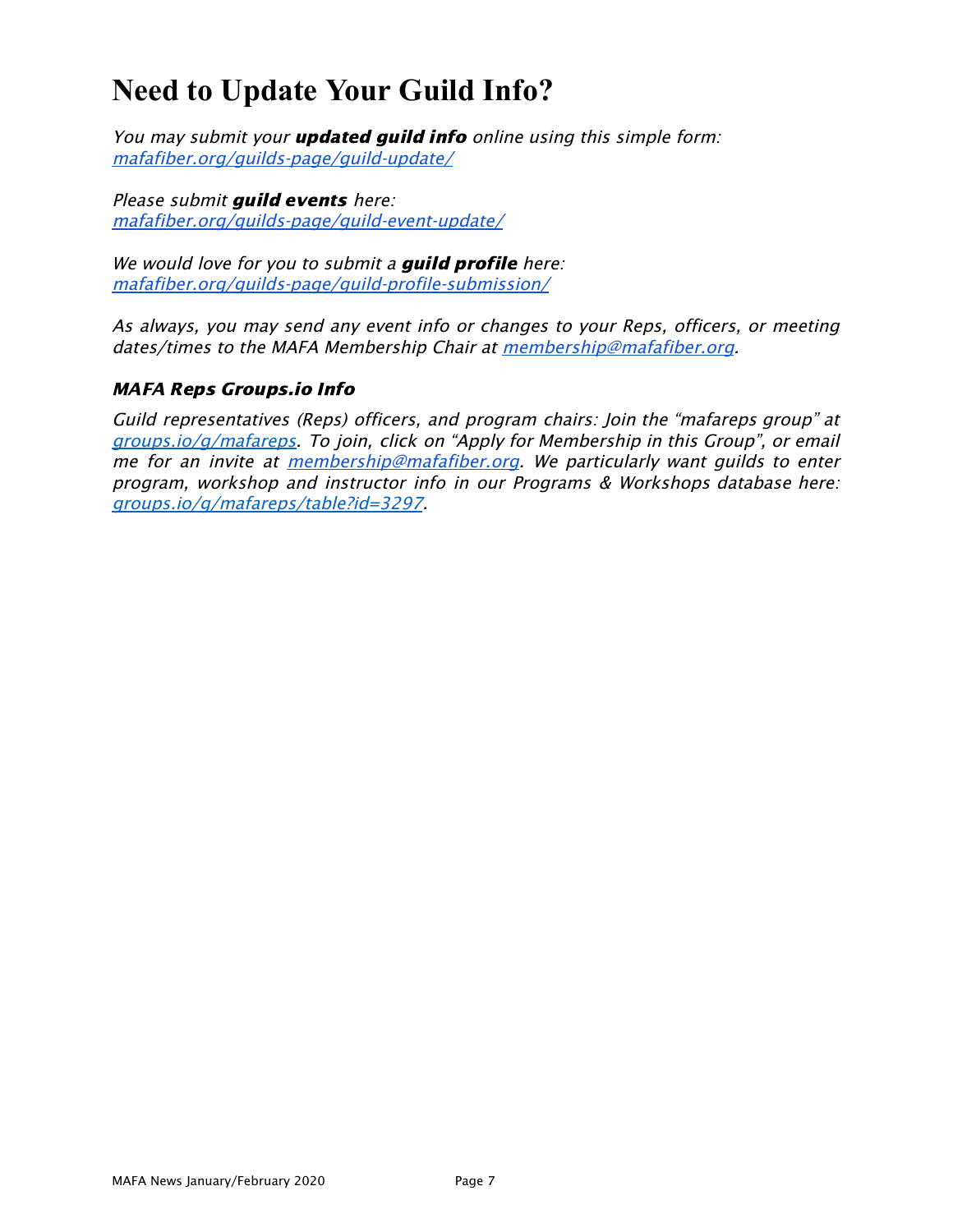# Need to Update Your Guild Info?

*You may submit your **updated guild info** online using this simple form: [mafafiber.org/guilds-page/guild-update/](mafafiber.org/guilds-page/guild-update/)*

*Please submit **guild events** here: [mafafiber.org/guilds-page/guild-event-update/](mafafiber.org/guilds-page/guild-event-update/)*

*We would love for you to submit a **guild profile** here: [mafafiber.org/guilds-page/guild-profile-submission/](mafafiber.org/guilds-page/guild-profile-submission/)*

*As always, you may send any event info or changes to your Reps, officers, or meeting dates/times to the MAFA Membership Chair at [membership@mafafiber.org](mailto:membership@mafafiber.org).*

### *MAFA Reps Groups.io Info*

*Guild representatives (Reps) officers, and program chairs: Join the "mafareps group" at [groups.io/g/mafareps](groups.io/g/mafareps). To join, click on "Apply for Membership in this Group", or email me for an invite at [membership@mafafiber.org](mailto:membership@mafafiber.org). We particularly want guilds to enter program, workshop and instructor info in our Programs & Workshops database here: [groups.io/g/mafareps/table?id=3297](groups.io/g/mafareps/table?id=3297).*